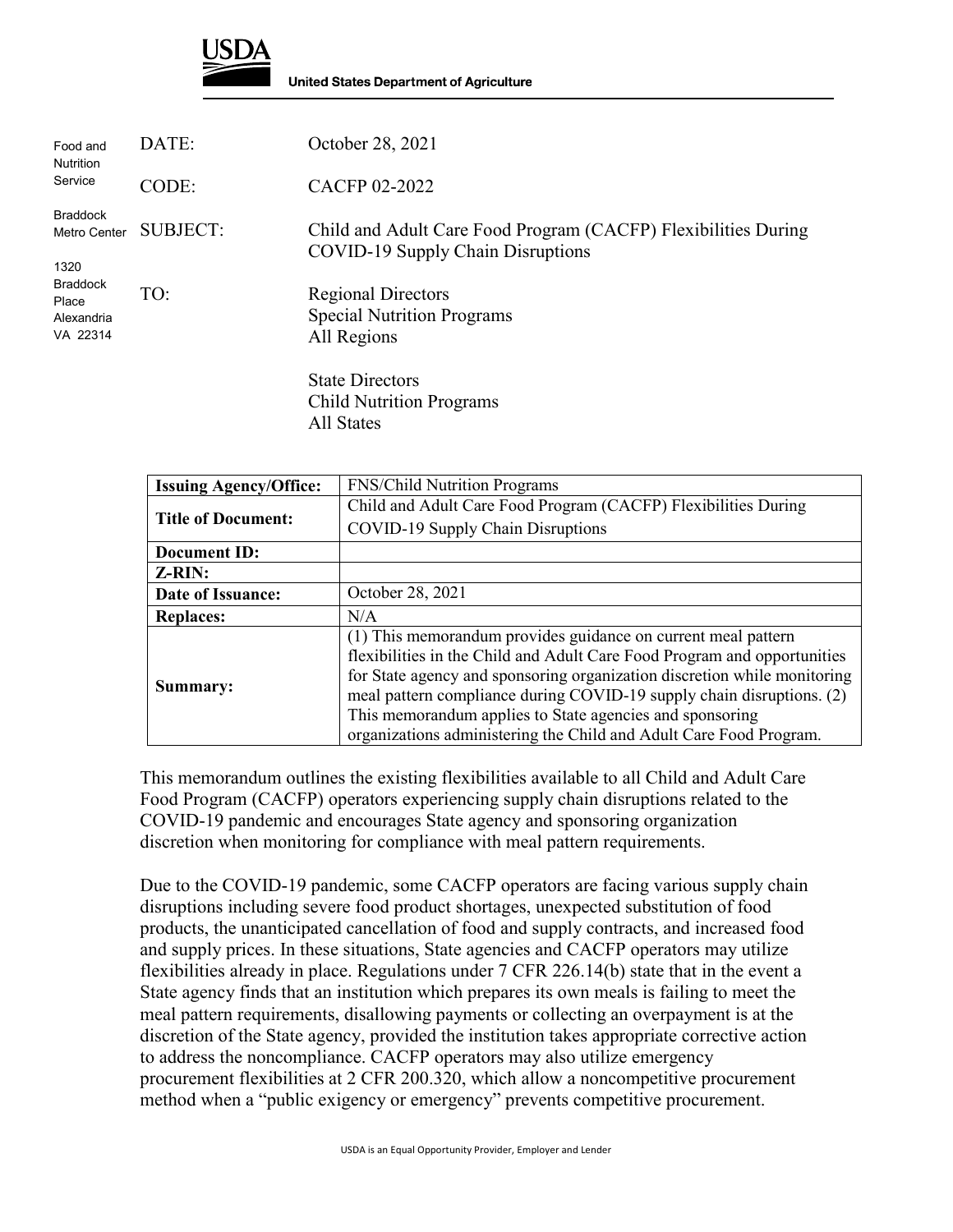**USDA**

**United States Department of Agriculture**

Food and Nutrition Service

Braddock Metro Center

1320 Braddock Place
Alexandria VA 22314

DATE: October 28, 2021

CODE: CACFP 02-2022

SUBJECT: Child and Adult Care Food Program (CACFP) Flexibilities During COVID-19 Supply Chain Disruptions

TO: Regional Directors
Special Nutrition Programs
All Regions

State Directors
Child Nutrition Programs
All States

| **Issuing Agency/Office:** | FNS/Child Nutrition Programs |
|---|---|
| **Title of Document:** | Child and Adult Care Food Program (CACFP) Flexibilities During COVID-19 Supply Chain Disruptions |
| **Document ID:** | |
| **Z-RIN:** | |
| **Date of Issuance:** | October 28, 2021 |
| **Replaces:** | N/A |
| **Summary:** | (1) This memorandum provides guidance on current meal pattern flexibilities in the Child and Adult Care Food Program and opportunities for State agency and sponsoring organization discretion while monitoring meal pattern compliance during COVID-19 supply chain disruptions. (2) This memorandum applies to State agencies and sponsoring organizations administering the Child and Adult Care Food Program. |

This memorandum outlines the existing flexibilities available to all Child and Adult Care Food Program (CACFP) operators experiencing supply chain disruptions related to the COVID-19 pandemic and encourages State agency and sponsoring organization discretion when monitoring for compliance with meal pattern requirements.

Due to the COVID-19 pandemic, some CACFP operators are facing various supply chain disruptions including severe food product shortages, unexpected substitution of food products, the unanticipated cancellation of food and supply contracts, and increased food and supply prices. In these situations, State agencies and CACFP operators may utilize flexibilities already in place. Regulations under 7 CFR 226.14(b) state that in the event a State agency finds that an institution which prepares its own meals is failing to meet the meal pattern requirements, disallowing payments or collecting an overpayment is at the discretion of the State agency, provided the institution takes appropriate corrective action to address the noncompliance. CACFP operators may also utilize emergency procurement flexibilities at 2 CFR 200.320, which allow a noncompetitive procurement method when a "public exigency or emergency" prevents competitive procurement.

USDA is an Equal Opportunity Provider, Employer and Lender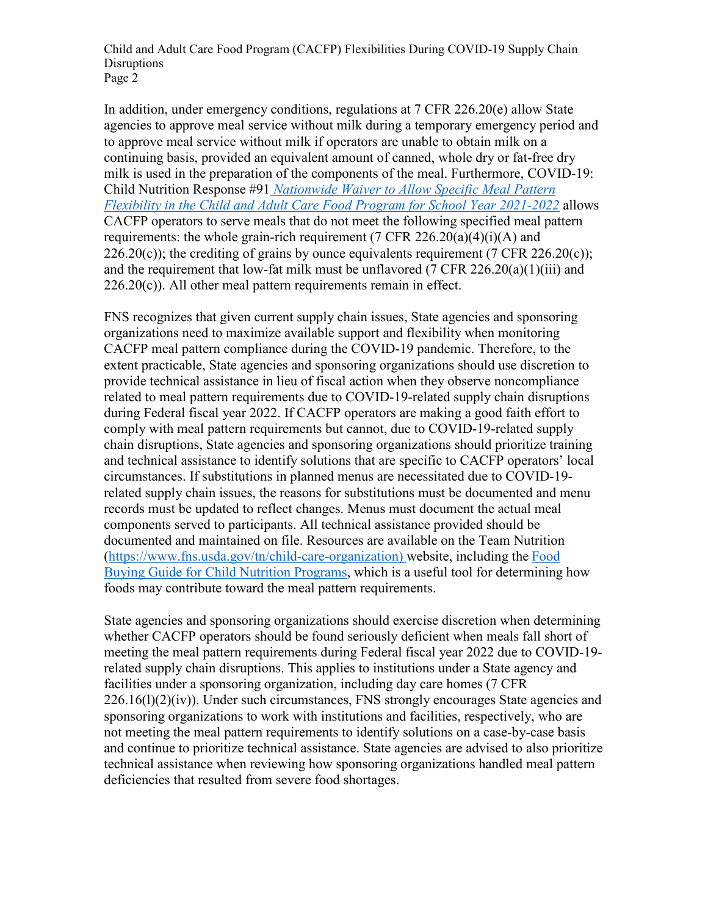In addition, under emergency conditions, regulations at 7 CFR 226.20(e) allow State agencies to approve meal service without milk during a temporary emergency period and to approve meal service without milk if operators are unable to obtain milk on a continuing basis, provided an equivalent amount of canned, whole dry or fat-free dry milk is used in the preparation of the components of the meal. Furthermore, COVID-19: Child Nutrition Response #91 *[Nationwide Waiver to Allow Specific Meal Pattern Flexibility in the Child and Adult Care Food Program for School Year 2021-2022](#)* allows CACFP operators to serve meals that do not meet the following specified meal pattern requirements: the whole grain-rich requirement (7 CFR 226.20(a)(4)(i)(A) and 226.20(c)); the crediting of grains by ounce equivalents requirement (7 CFR 226.20(c)); and the requirement that low-fat milk must be unflavored (7 CFR 226.20(a)(1)(iii) and 226.20(c)). All other meal pattern requirements remain in effect.

FNS recognizes that given current supply chain issues, State agencies and sponsoring organizations need to maximize available support and flexibility when monitoring CACFP meal pattern compliance during the COVID-19 pandemic. Therefore, to the extent practicable, State agencies and sponsoring organizations should use discretion to provide technical assistance in lieu of fiscal action when they observe noncompliance related to meal pattern requirements due to COVID-19-related supply chain disruptions during Federal fiscal year 2022. If CACFP operators are making a good faith effort to comply with meal pattern requirements but cannot, due to COVID-19-related supply chain disruptions, State agencies and sponsoring organizations should prioritize training and technical assistance to identify solutions that are specific to CACFP operators' local circumstances. If substitutions in planned menus are necessitated due to COVID-19-related supply chain issues, the reasons for substitutions must be documented and menu records must be updated to reflect changes. Menus must document the actual meal components served to participants. All technical assistance provided should be documented and maintained on file. Resources are available on the Team Nutrition ([https://www.fns.usda.gov/tn/child-care-organization)](https://www.fns.usda.gov/tn/child-care-organization) website, including the [Food Buying Guide for Child Nutrition Programs](#), which is a useful tool for determining how foods may contribute toward the meal pattern requirements.

State agencies and sponsoring organizations should exercise discretion when determining whether CACFP operators should be found seriously deficient when meals fall short of meeting the meal pattern requirements during Federal fiscal year 2022 due to COVID-19-related supply chain disruptions. This applies to institutions under a State agency and facilities under a sponsoring organization, including day care homes (7 CFR 226.16(l)(2)(iv)). Under such circumstances, FNS strongly encourages State agencies and sponsoring organizations to work with institutions and facilities, respectively, who are not meeting the meal pattern requirements to identify solutions on a case-by-case basis and continue to prioritize technical assistance. State agencies are advised to also prioritize technical assistance when reviewing how sponsoring organizations handled meal pattern deficiencies that resulted from severe food shortages.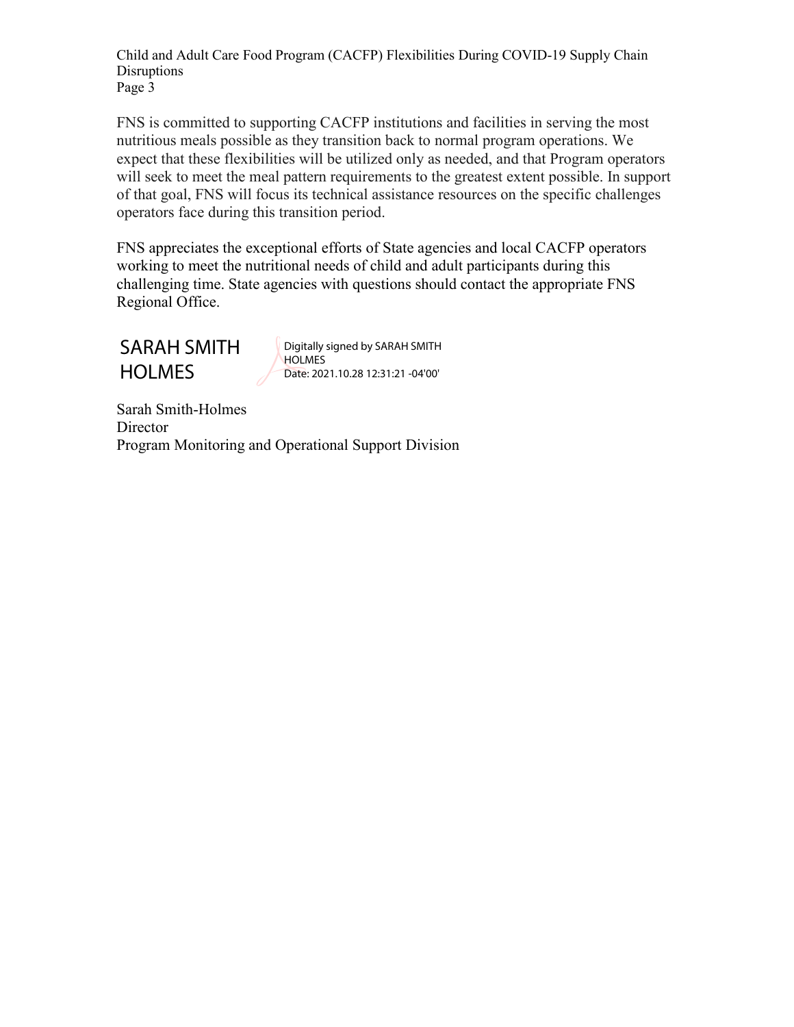FNS is committed to supporting CACFP institutions and facilities in serving the most nutritious meals possible as they transition back to normal program operations. We expect that these flexibilities will be utilized only as needed, and that Program operators will seek to meet the meal pattern requirements to the greatest extent possible. In support of that goal, FNS will focus its technical assistance resources on the specific challenges operators face during this transition period.

FNS appreciates the exceptional efforts of State agencies and local CACFP operators working to meet the nutritional needs of child and adult participants during this challenging time. State agencies with questions should contact the appropriate FNS Regional Office.

SARAH SMITH HOLMES

Digitally signed by SARAH SMITH HOLMES
Date: 2021.10.28 12:31:21 -04'00'

Sarah Smith-Holmes
Director
Program Monitoring and Operational Support Division